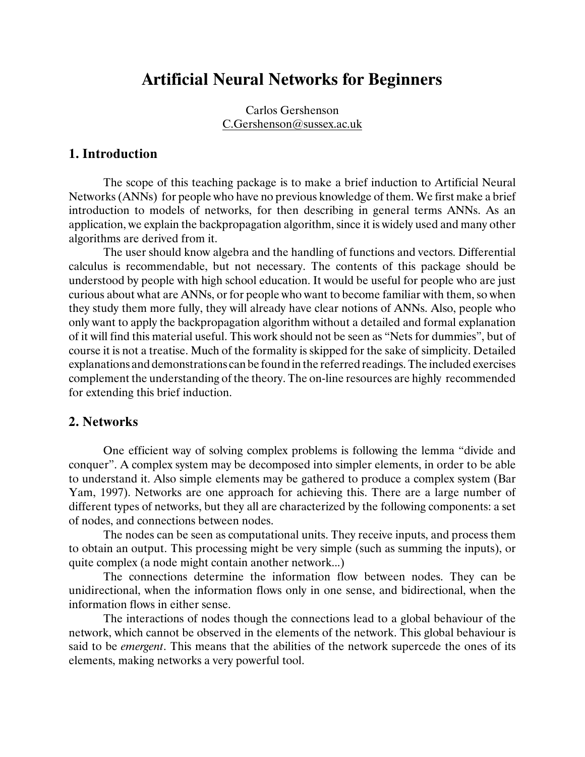# Artificial Neural Networks for Beginners

Carlos Gershenson
C.Gershenson@sussex.ac.uk

## 1. Introduction

The scope of this teaching package is to make a brief induction to Artificial Neural Networks (ANNs) for people who have no previous knowledge of them. We first make a brief introduction to models of networks, for then describing in general terms ANNs. As an application, we explain the backpropagation algorithm, since it is widely used and many other algorithms are derived from it.

The user should know algebra and the handling of functions and vectors. Differential calculus is recommendable, but not necessary. The contents of this package should be understood by people with high school education. It would be useful for people who are just curious about what are ANNs, or for people who want to become familiar with them, so when they study them more fully, they will already have clear notions of ANNs. Also, people who only want to apply the backpropagation algorithm without a detailed and formal explanation of it will find this material useful. This work should not be seen as "Nets for dummies", but of course it is not a treatise. Much of the formality is skipped for the sake of simplicity. Detailed explanations and demonstrations can be found in the referred readings. The included exercises complement the understanding of the theory. The on-line resources are highly recommended for extending this brief induction.

## 2. Networks

One efficient way of solving complex problems is following the lemma "divide and conquer". A complex system may be decomposed into simpler elements, in order to be able to understand it. Also simple elements may be gathered to produce a complex system (Bar Yam, 1997). Networks are one approach for achieving this. There are a large number of different types of networks, but they all are characterized by the following components: a set of nodes, and connections between nodes.

The nodes can be seen as computational units. They receive inputs, and process them to obtain an output. This processing might be very simple (such as summing the inputs), or quite complex (a node might contain another network...)

The connections determine the information flow between nodes. They can be unidirectional, when the information flows only in one sense, and bidirectional, when the information flows in either sense.

The interactions of nodes though the connections lead to a global behaviour of the network, which cannot be observed in the elements of the network. This global behaviour is said to be *emergent*. This means that the abilities of the network supercede the ones of its elements, making networks a very powerful tool.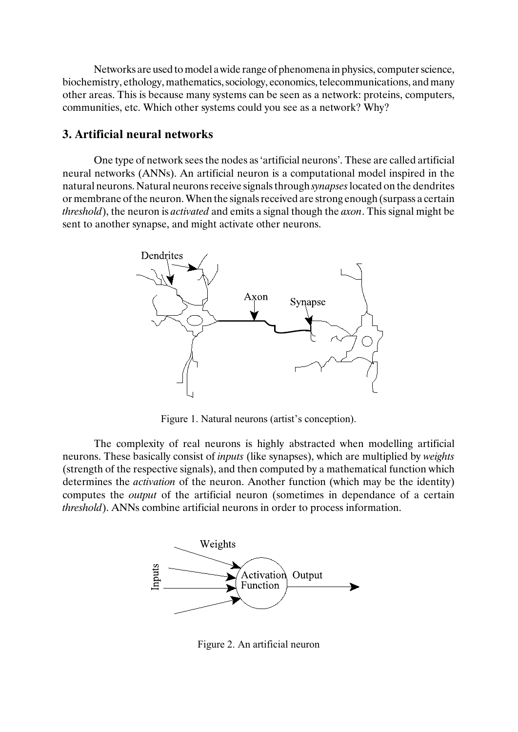Networks are used to model a wide range of phenomena in physics, computer science, biochemistry, ethology, mathematics, sociology, economics, telecommunications, and many other areas. This is because many systems can be seen as a network: proteins, computers, communities, etc. Which other systems could you see as a network? Why?

## 3. Artificial neural networks

One type of network sees the nodes as 'artificial neurons'. These are called artificial neural networks (ANNs). An artificial neuron is a computational model inspired in the natural neurons. Natural neurons receive signals through *synapses* located on the dendrites or membrane of the neuron. When the signals received are strong enough (surpass a certain *threshold*), the neuron is *activated* and emits a signal though the *axon*. This signal might be sent to another synapse, and might activate other neurons.

Figure 1. Natural neurons (artist's conception).

The complexity of real neurons is highly abstracted when modelling artificial neurons. These basically consist of *inputs* (like synapses), which are multiplied by *weights* (strength of the respective signals), and then computed by a mathematical function which determines the *activation* of the neuron. Another function (which may be the identity) computes the *output* of the artificial neuron (sometimes in dependance of a certain *threshold*). ANNs combine artificial neurons in order to process information.

Figure 2. An artificial neuron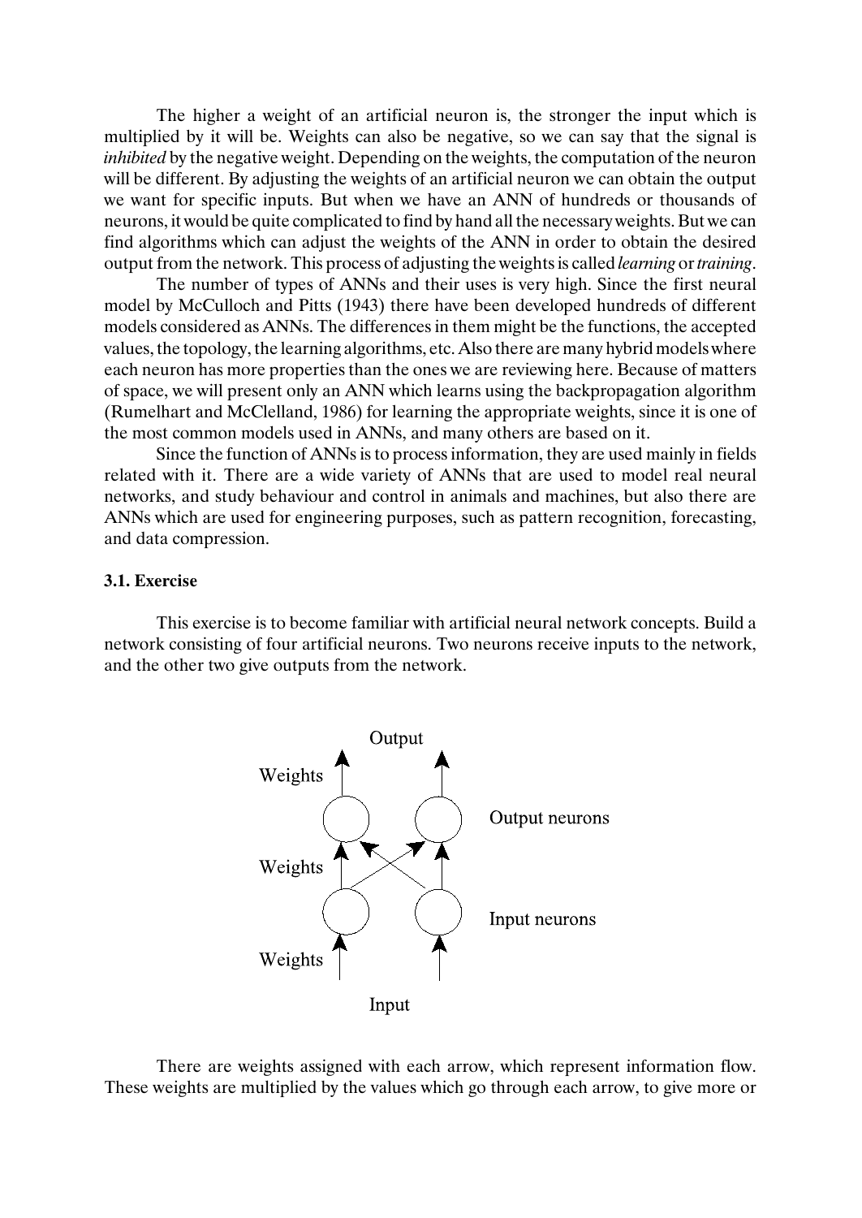The higher a weight of an artificial neuron is, the stronger the input which is multiplied by it will be. Weights can also be negative, so we can say that the signal is *inhibited* by the negative weight. Depending on the weights, the computation of the neuron will be different. By adjusting the weights of an artificial neuron we can obtain the output we want for specific inputs. But when we have an ANN of hundreds or thousands of neurons, it would be quite complicated to find by hand all the necessary weights. But we can find algorithms which can adjust the weights of the ANN in order to obtain the desired output from the network. This process of adjusting the weights is called *learning* or *training*.

The number of types of ANNs and their uses is very high. Since the first neural model by McCulloch and Pitts (1943) there have been developed hundreds of different models considered as ANNs. The differences in them might be the functions, the accepted values, the topology, the learning algorithms, etc. Also there are many hybrid models where each neuron has more properties than the ones we are reviewing here. Because of matters of space, we will present only an ANN which learns using the backpropagation algorithm (Rumelhart and McClelland, 1986) for learning the appropriate weights, since it is one of the most common models used in ANNs, and many others are based on it.

Since the function of ANNs is to process information, they are used mainly in fields related with it. There are a wide variety of ANNs that are used to model real neural networks, and study behaviour and control in animals and machines, but also there are ANNs which are used for engineering purposes, such as pattern recognition, forecasting, and data compression.

### 3.1. Exercise

This exercise is to become familiar with artificial neural network concepts. Build a network consisting of four artificial neurons. Two neurons receive inputs to the network, and the other two give outputs from the network.

There are weights assigned with each arrow, which represent information flow. These weights are multiplied by the values which go through each arrow, to give more or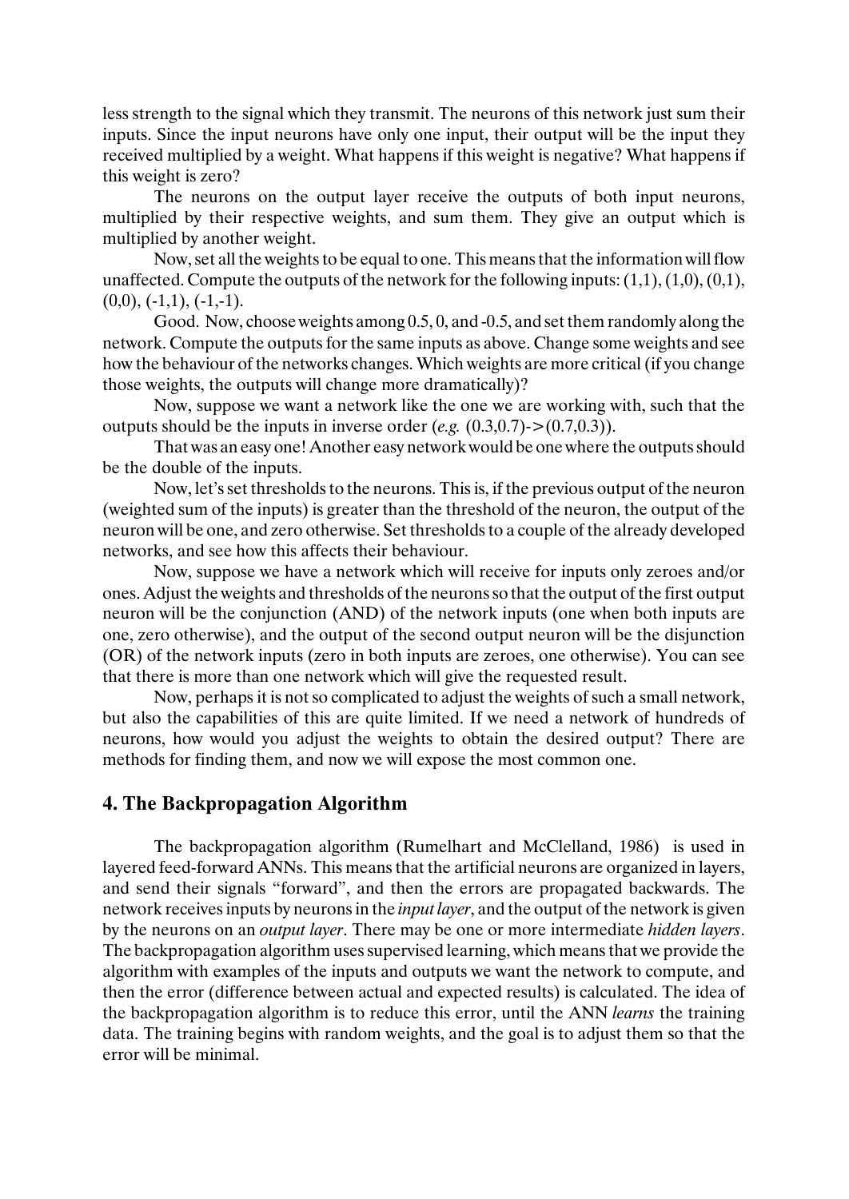less strength to the signal which they transmit. The neurons of this network just sum their inputs. Since the input neurons have only one input, their output will be the input they received multiplied by a weight. What happens if this weight is negative? What happens if this weight is zero?

The neurons on the output layer receive the outputs of both input neurons, multiplied by their respective weights, and sum them. They give an output which is multiplied by another weight.

Now, set all the weights to be equal to one. This means that the information will flow unaffected. Compute the outputs of the network for the following inputs: (1,1), (1,0), (0,1), (0,0), (-1,1), (-1,-1).

Good. Now, choose weights among 0.5, 0, and -0.5, and set them randomly along the network. Compute the outputs for the same inputs as above. Change some weights and see how the behaviour of the networks changes. Which weights are more critical (if you change those weights, the outputs will change more dramatically)?

Now, suppose we want a network like the one we are working with, such that the outputs should be the inputs in inverse order (*e.g.* (0.3,0.7)->(0.7,0.3)).

That was an easy one! Another easy network would be one where the outputs should be the double of the inputs.

Now, let's set thresholds to the neurons. This is, if the previous output of the neuron (weighted sum of the inputs) is greater than the threshold of the neuron, the output of the neuron will be one, and zero otherwise. Set thresholds to a couple of the already developed networks, and see how this affects their behaviour.

Now, suppose we have a network which will receive for inputs only zeroes and/or ones. Adjust the weights and thresholds of the neurons so that the output of the first output neuron will be the conjunction (AND) of the network inputs (one when both inputs are one, zero otherwise), and the output of the second output neuron will be the disjunction (OR) of the network inputs (zero in both inputs are zeroes, one otherwise). You can see that there is more than one network which will give the requested result.

Now, perhaps it is not so complicated to adjust the weights of such a small network, but also the capabilities of this are quite limited. If we need a network of hundreds of neurons, how would you adjust the weights to obtain the desired output? There are methods for finding them, and now we will expose the most common one.

## 4. The Backpropagation Algorithm

The backpropagation algorithm (Rumelhart and McClelland, 1986) is used in layered feed-forward ANNs. This means that the artificial neurons are organized in layers, and send their signals "forward", and then the errors are propagated backwards. The network receives inputs by neurons in the *input layer*, and the output of the network is given by the neurons on an *output layer*. There may be one or more intermediate *hidden layers*. The backpropagation algorithm uses supervised learning, which means that we provide the algorithm with examples of the inputs and outputs we want the network to compute, and then the error (difference between actual and expected results) is calculated. The idea of the backpropagation algorithm is to reduce this error, until the ANN *learns* the training data. The training begins with random weights, and the goal is to adjust them so that the error will be minimal.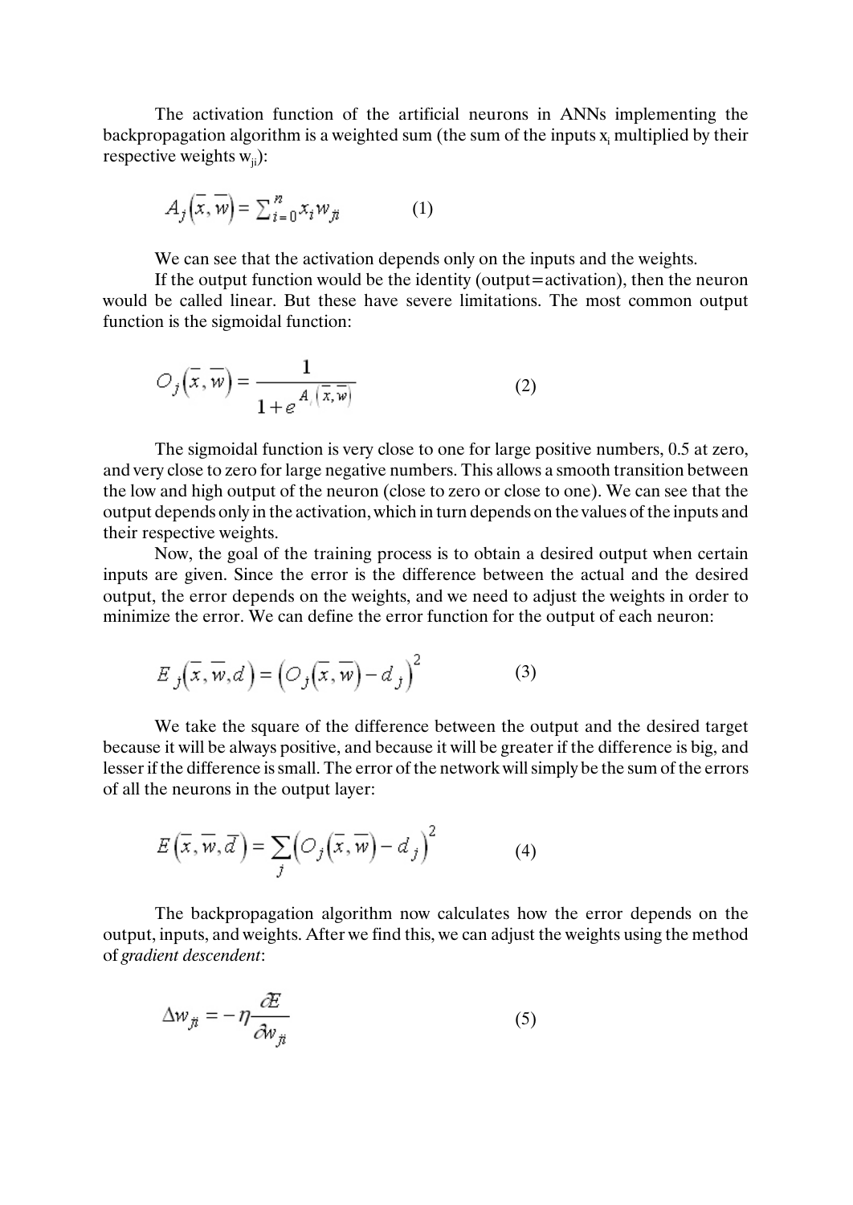The activation function of the artificial neurons in ANNs implementing the backpropagation algorithm is a weighted sum (the sum of the inputs $x_i$ multiplied by their respective weights $w_{ji}$):

$$A_j\left(\bar{x}, \bar{w}\right) = \sum_{i=0}^{n} x_i w_{ji} \qquad (1)$$

We can see that the activation depends only on the inputs and the weights.

If the output function would be the identity (output=activation), then the neuron would be called linear. But these have severe limitations. The most common output function is the sigmoidal function:

$$O_j\left(\bar{x}, \bar{w}\right) = \frac{1}{1 + e^{A_j\left(\bar{x}, \bar{w}\right)}} \qquad (2)$$

The sigmoidal function is very close to one for large positive numbers, 0.5 at zero, and very close to zero for large negative numbers. This allows a smooth transition between the low and high output of the neuron (close to zero or close to one). We can see that the output depends only in the activation, which in turn depends on the values of the inputs and their respective weights.

Now, the goal of the training process is to obtain a desired output when certain inputs are given. Since the error is the difference between the actual and the desired output, the error depends on the weights, and we need to adjust the weights in order to minimize the error. We can define the error function for the output of each neuron:

$$E_j\left(\bar{x}, \bar{w}, d\right) = \left(O_j\left(\bar{x}, \bar{w}\right) - d_j\right)^2 \qquad (3)$$

We take the square of the difference between the output and the desired target because it will be always positive, and because it will be greater if the difference is big, and lesser if the difference is small. The error of the network will simply be the sum of the errors of all the neurons in the output layer:

$$E\left(\bar{x}, \bar{w}, \bar{d}\right) = \sum_j \left(O_j\left(\bar{x}, \bar{w}\right) - d_j\right)^2 \qquad (4)$$

The backpropagation algorithm now calculates how the error depends on the output, inputs, and weights. After we find this, we can adjust the weights using the method of *gradient descendent*:

$$\Delta w_{ji} = -\eta \frac{\partial E}{\partial w_{ji}} \qquad (5)$$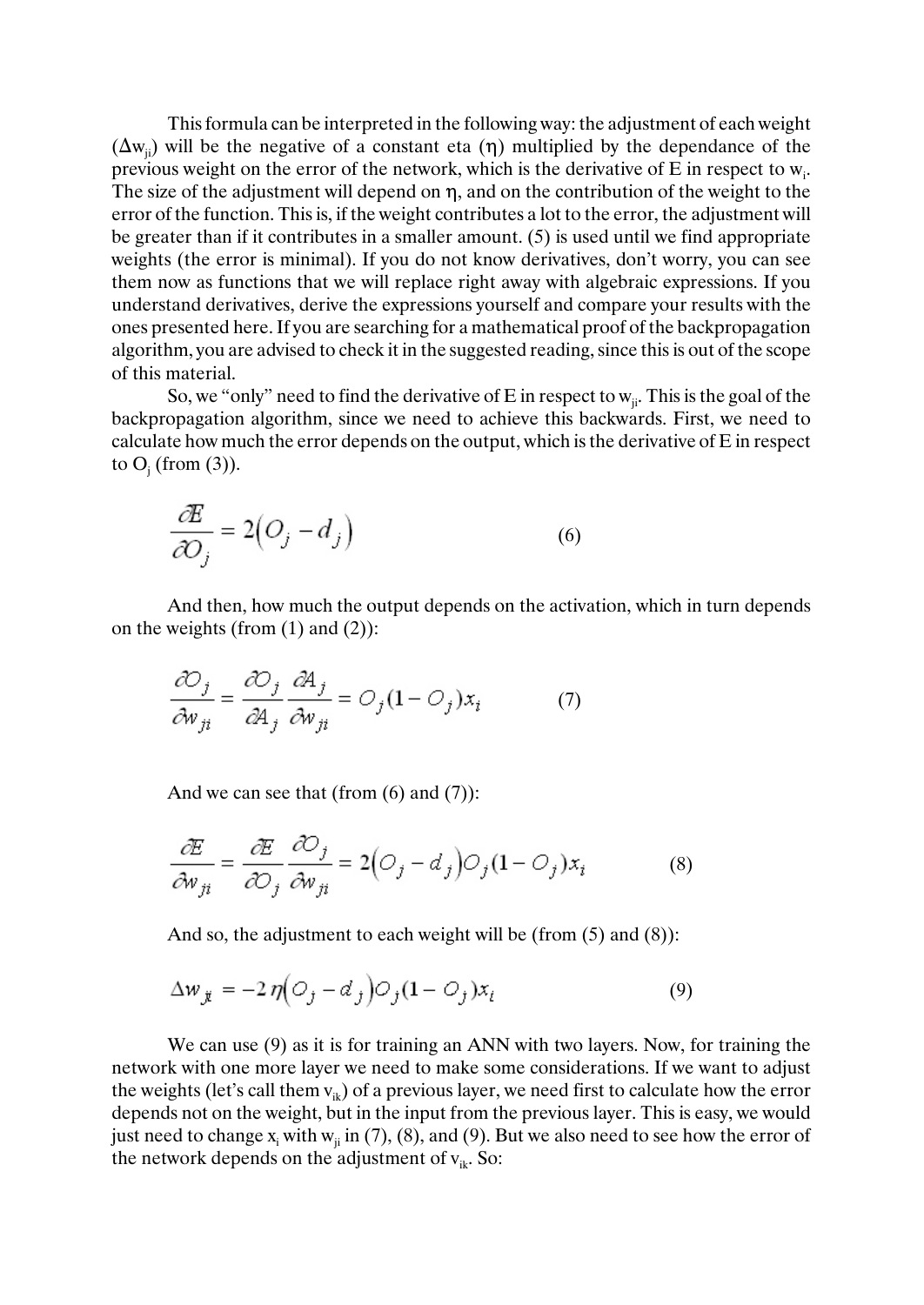This formula can be interpreted in the following way: the adjustment of each weight ($\Delta w_{ji}$) will be the negative of a constant eta ($\eta$) multiplied by the dependance of the previous weight on the error of the network, which is the derivative of E in respect to $w_i$. The size of the adjustment will depend on $\eta$, and on the contribution of the weight to the error of the function. This is, if the weight contributes a lot to the error, the adjustment will be greater than if it contributes in a smaller amount. (5) is used until we find appropriate weights (the error is minimal). If you do not know derivatives, don't worry, you can see them now as functions that we will replace right away with algebraic expressions. If you understand derivatives, derive the expressions yourself and compare your results with the ones presented here. If you are searching for a mathematical proof of the backpropagation algorithm, you are advised to check it in the suggested reading, since this is out of the scope of this material.

So, we "only" need to find the derivative of E in respect to $w_{ji}$. This is the goal of the backpropagation algorithm, since we need to achieve this backwards. First, we need to calculate how much the error depends on the output, which is the derivative of E in respect to $O_j$ (from (3)).

$$\frac{\partial E}{\partial O_j} = 2\left(O_j - d_j\right) \tag{6}$$

And then, how much the output depends on the activation, which in turn depends on the weights (from (1) and (2)):

$$\frac{\partial O_j}{\partial w_{ji}} = \frac{\partial O_j}{\partial A_j}\frac{\partial A_j}{\partial w_{ji}} = O_j(1 - O_j)x_i \tag{7}$$

And we can see that (from (6) and (7)):

$$\frac{\partial E}{\partial w_{ji}} = \frac{\partial E}{\partial O_j}\frac{\partial O_j}{\partial w_{ji}} = 2\left(O_j - d_j\right)O_j(1 - O_j)x_i \tag{8}$$

And so, the adjustment to each weight will be (from (5) and (8)):

$$\Delta w_{ji} = -2\eta\left(O_j - d_j\right)O_j(1 - O_j)x_i \tag{9}$$

We can use (9) as it is for training an ANN with two layers. Now, for training the network with one more layer we need to make some considerations. If we want to adjust the weights (let's call them $v_{ik}$) of a previous layer, we need first to calculate how the error depends not on the weight, but in the input from the previous layer. This is easy, we would just need to change $x_i$ with $w_{ji}$ in (7), (8), and (9). But we also need to see how the error of the network depends on the adjustment of $v_{ik}$. So: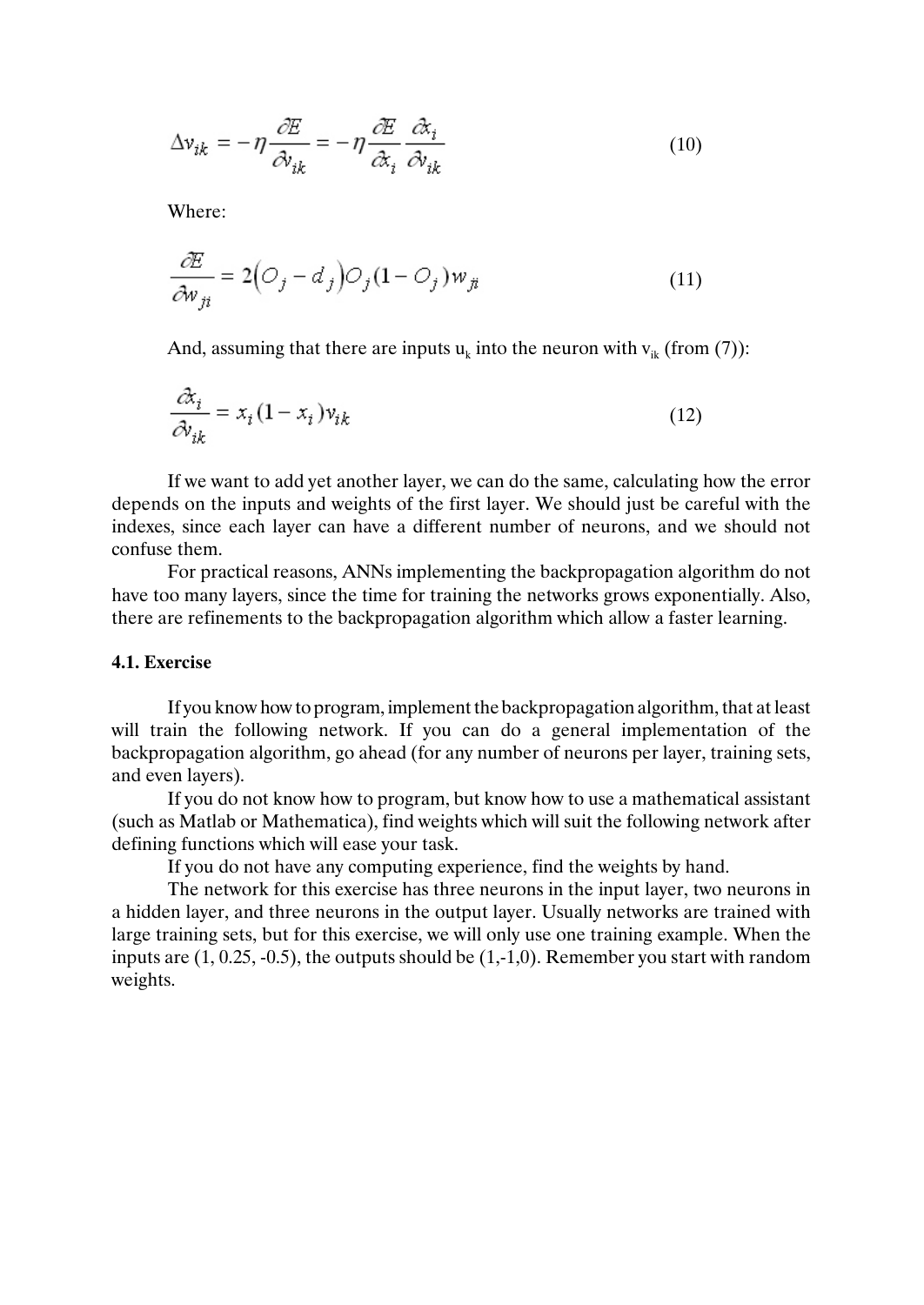$$\Delta v_{ik} = -\eta \frac{\partial E}{\partial v_{ik}} = -\eta \frac{\partial E}{\partial x_i} \frac{\partial x_i}{\partial v_{ik}} \tag{10}$$

Where:

$$\frac{\partial E}{\partial w_{ji}} = 2\left(O_j - d_j\right) O_j (1 - O_j) w_{ji} \tag{11}$$

And, assuming that there are inputs $u_k$ into the neuron with $v_{ik}$ (from (7)):

$$\frac{\partial x_i}{\partial v_{ik}} = x_i (1 - x_i) v_{ik} \tag{12}$$

If we want to add yet another layer, we can do the same, calculating how the error depends on the inputs and weights of the first layer. We should just be careful with the indexes, since each layer can have a different number of neurons, and we should not confuse them.

For practical reasons, ANNs implementing the backpropagation algorithm do not have too many layers, since the time for training the networks grows exponentially. Also, there are refinements to the backpropagation algorithm which allow a faster learning.

### 4.1. Exercise

If you know how to program, implement the backpropagation algorithm, that at least will train the following network. If you can do a general implementation of the backpropagation algorithm, go ahead (for any number of neurons per layer, training sets, and even layers).

If you do not know how to program, but know how to use a mathematical assistant (such as Matlab or Mathematica), find weights which will suit the following network after defining functions which will ease your task.

If you do not have any computing experience, find the weights by hand.

The network for this exercise has three neurons in the input layer, two neurons in a hidden layer, and three neurons in the output layer. Usually networks are trained with large training sets, but for this exercise, we will only use one training example. When the inputs are (1, 0.25, -0.5), the outputs should be (1,-1,0). Remember you start with random weights.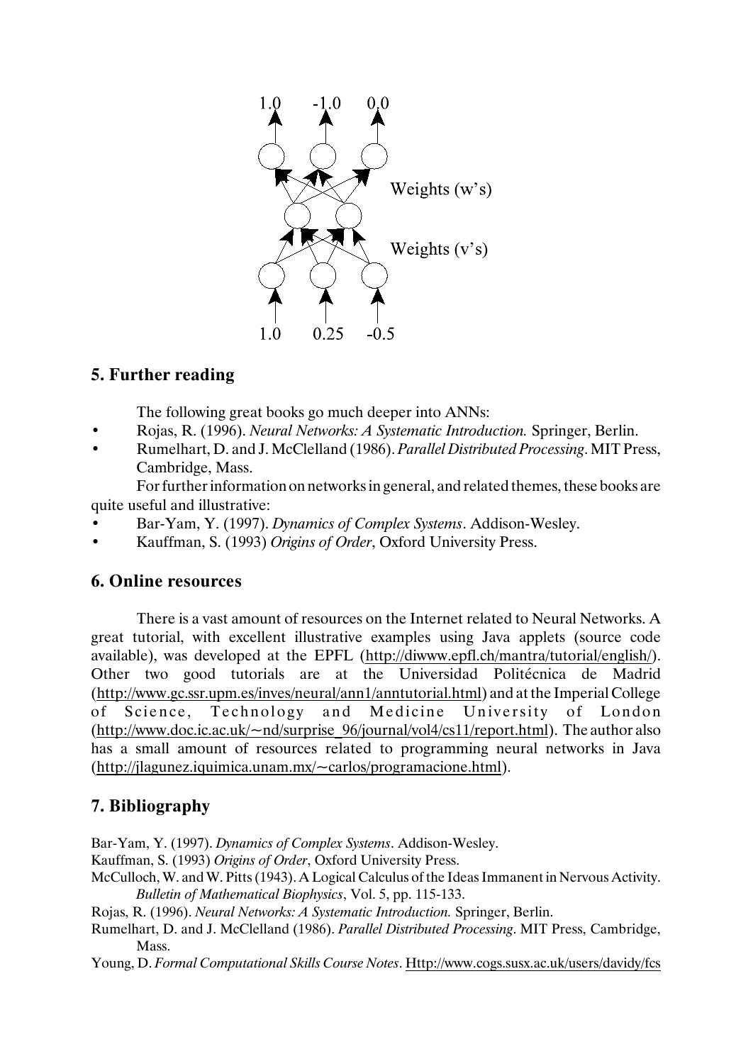1.0 -1.0 0.0

Weights (w's)

Weights (v's)

1.0 0.25 -0.5

## 5. Further reading

The following great books go much deeper into ANNs:

- Rojas, R. (1996). *Neural Networks: A Systematic Introduction.* Springer, Berlin.
- Rumelhart, D. and J. McClelland (1986). *Parallel Distributed Processing*. MIT Press, Cambridge, Mass.

For further information on networks in general, and related themes, these books are quite useful and illustrative:

- Bar-Yam, Y. (1997). *Dynamics of Complex Systems*. Addison-Wesley.
- Kauffman, S. (1993) *Origins of Order*, Oxford University Press.

## 6. Online resources

There is a vast amount of resources on the Internet related to Neural Networks. A great tutorial, with excellent illustrative examples using Java applets (source code available), was developed at the EPFL (http://diwww.epfl.ch/mantra/tutorial/english/). Other two good tutorials are at the Universidad Politécnica de Madrid (http://www.gc.ssr.upm.es/inves/neural/ann1/anntutorial.html) and at the Imperial College of Science, Technology and Medicine University of London (http://www.doc.ic.ac.uk/~nd/surprise_96/journal/vol4/cs11/report.html). The author also has a small amount of resources related to programming neural networks in Java (http://jlagunez.iquimica.unam.mx/~carlos/programacione.html).

## 7. Bibliography

Bar-Yam, Y. (1997). *Dynamics of Complex Systems*. Addison-Wesley.

Kauffman, S. (1993) *Origins of Order*, Oxford University Press.

McCulloch, W. and W. Pitts (1943). A Logical Calculus of the Ideas Immanent in Nervous Activity. *Bulletin of Mathematical Biophysics*, Vol. 5, pp. 115-133.

Rojas, R. (1996). *Neural Networks: A Systematic Introduction.* Springer, Berlin.

Rumelhart, D. and J. McClelland (1986). *Parallel Distributed Processing*. MIT Press, Cambridge, Mass.

Young, D. *Formal Computational Skills Course Notes*. Http://www.cogs.susx.ac.uk/users/davidy/fcs